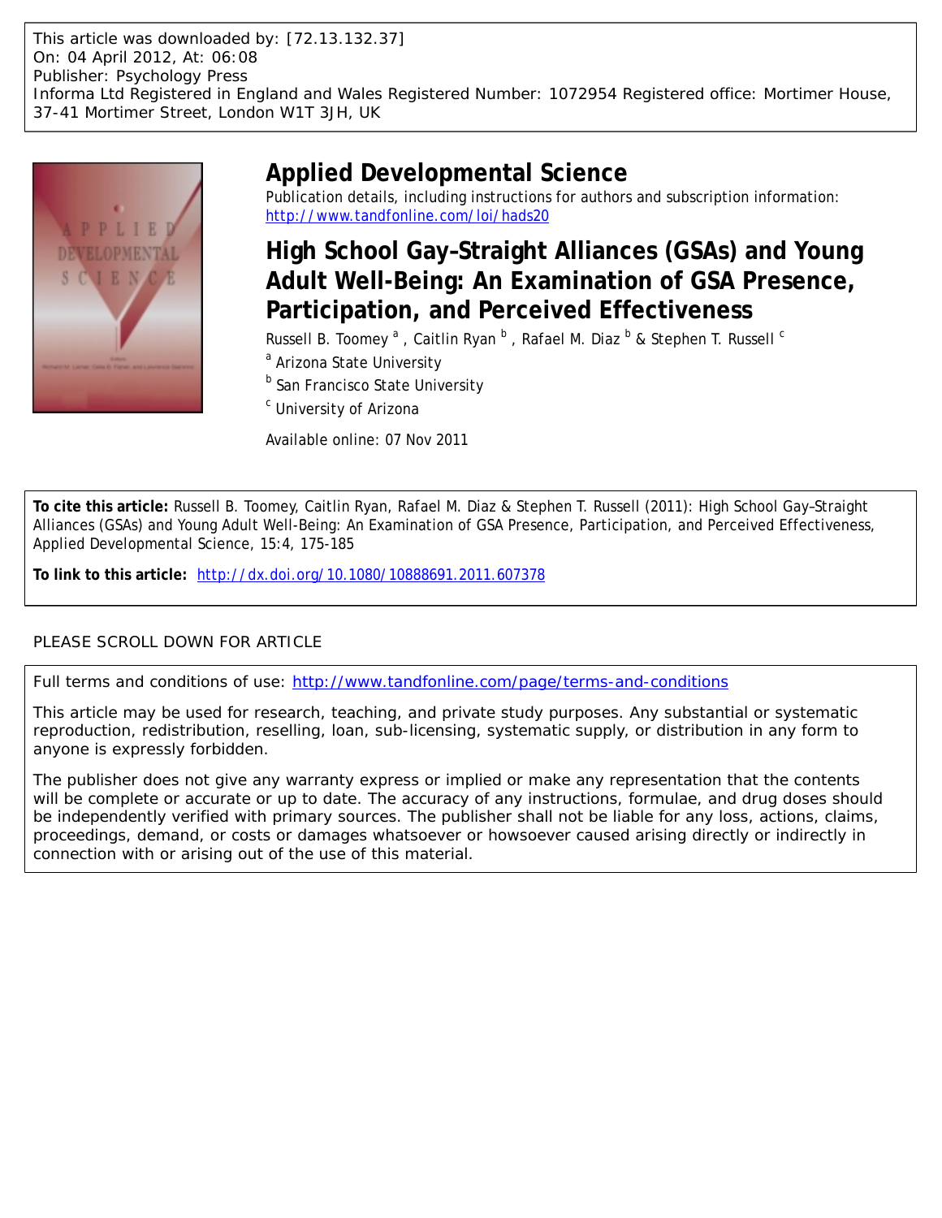This article was downloaded by: [72.13.132.37]
On: 04 April 2012, At: 06:08
Publisher: Psychology Press
Informa Ltd Registered in England and Wales Registered Number: 1072954 Registered office: Mortimer House, 37-41 Mortimer Street, London W1T 3JH, UK

# Applied Developmental Science

Publication details, including instructions for authors and subscription information:
http://www.tandfonline.com/loi/hads20

## High School Gay-Straight Alliances (GSAs) and Young Adult Well-Being: An Examination of GSA Presence, Participation, and Perceived Effectiveness

Russell B. Toomey [a] , Caitlin Ryan [b] , Rafael M. Diaz [b] & Stephen T. Russell [c]

[a] Arizona State University

[b] San Francisco State University

[c] University of Arizona

Available online: 07 Nov 2011

**To cite this article:** Russell B. Toomey, Caitlin Ryan, Rafael M. Diaz & Stephen T. Russell (2011): High School Gay–Straight Alliances (GSAs) and Young Adult Well-Being: An Examination of GSA Presence, Participation, and Perceived Effectiveness, Applied Developmental Science, 15:4, 175-185

**To link to this article:** http://dx.doi.org/10.1080/10888691.2011.607378

PLEASE SCROLL DOWN FOR ARTICLE

Full terms and conditions of use: http://www.tandfonline.com/page/terms-and-conditions

This article may be used for research, teaching, and private study purposes. Any substantial or systematic reproduction, redistribution, reselling, loan, sub-licensing, systematic supply, or distribution in any form to anyone is expressly forbidden.

The publisher does not give any warranty express or implied or make any representation that the contents will be complete or accurate or up to date. The accuracy of any instructions, formulae, and drug doses should be independently verified with primary sources. The publisher shall not be liable for any loss, actions, claims, proceedings, demand, or costs or damages whatsoever or howsoever caused arising directly or indirectly in connection with or arising out of the use of this material.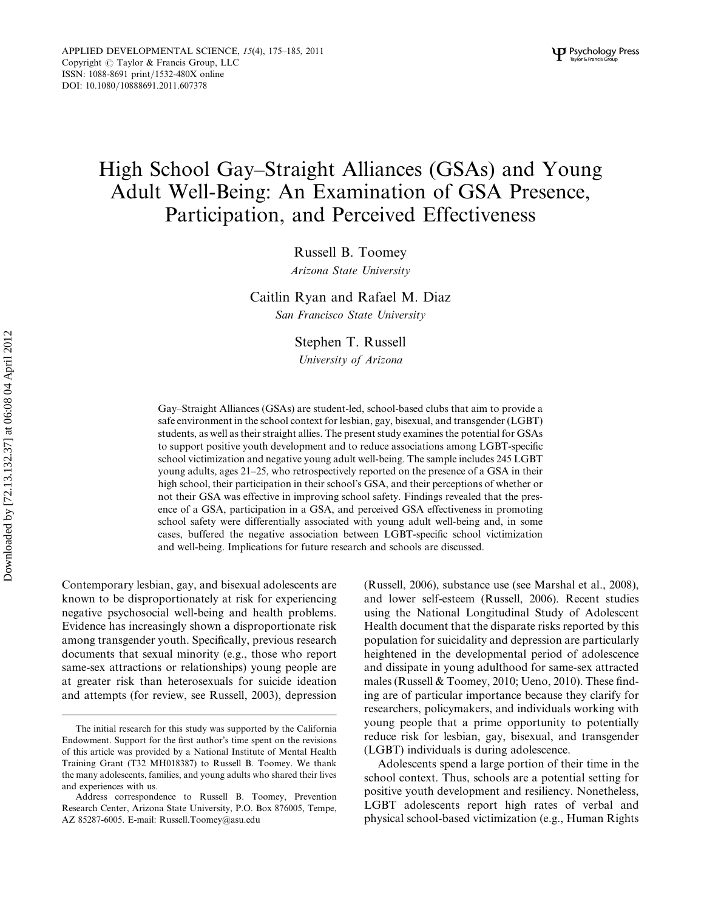# High School Gay–Straight Alliances (GSAs) and Young Adult Well-Being: An Examination of GSA Presence, Participation, and Perceived Effectiveness

Russell B. Toomey
*Arizona State University*

Caitlin Ryan and Rafael M. Diaz
*San Francisco State University*

Stephen T. Russell
*University of Arizona*

Gay–Straight Alliances (GSAs) are student-led, school-based clubs that aim to provide a safe environment in the school context for lesbian, gay, bisexual, and transgender (LGBT) students, as well as their straight allies. The present study examines the potential for GSAs to support positive youth development and to reduce associations among LGBT-specific school victimization and negative young adult well-being. The sample includes 245 LGBT young adults, ages 21–25, who retrospectively reported on the presence of a GSA in their high school, their participation in their school's GSA, and their perceptions of whether or not their GSA was effective in improving school safety. Findings revealed that the presence of a GSA, participation in a GSA, and perceived GSA effectiveness in promoting school safety were differentially associated with young adult well-being and, in some cases, buffered the negative association between LGBT-specific school victimization and well-being. Implications for future research and schools are discussed.

Contemporary lesbian, gay, and bisexual adolescents are known to be disproportionately at risk for experiencing negative psychosocial well-being and health problems. Evidence has increasingly shown a disproportionate risk among transgender youth. Specifically, previous research documents that sexual minority (e.g., those who report same-sex attractions or relationships) young people are at greater risk than heterosexuals for suicide ideation and attempts (for review, see Russell, 2003), depression (Russell, 2006), substance use (see Marshal et al., 2008), and lower self-esteem (Russell, 2006). Recent studies using the National Longitudinal Study of Adolescent Health document that the disparate risks reported by this population for suicidality and depression are particularly heightened in the developmental period of adolescence and dissipate in young adulthood for same-sex attracted males (Russell & Toomey, 2010; Ueno, 2010). These finding are of particular importance because they clarify for researchers, policymakers, and individuals working with young people that a prime opportunity to potentially reduce risk for lesbian, gay, bisexual, and transgender (LGBT) individuals is during adolescence.

Adolescents spend a large portion of their time in the school context. Thus, schools are a potential setting for positive youth development and resiliency. Nonetheless, LGBT adolescents report high rates of verbal and physical school-based victimization (e.g., Human Rights

The initial research for this study was supported by the California Endowment. Support for the first author's time spent on the revisions of this article was provided by a National Institute of Mental Health Training Grant (T32 MH018387) to Russell B. Toomey. We thank the many adolescents, families, and young adults who shared their lives and experiences with us.

Address correspondence to Russell B. Toomey, Prevention Research Center, Arizona State University, P.O. Box 876005, Tempe, AZ 85287-6005. E-mail: Russell.Toomey@asu.edu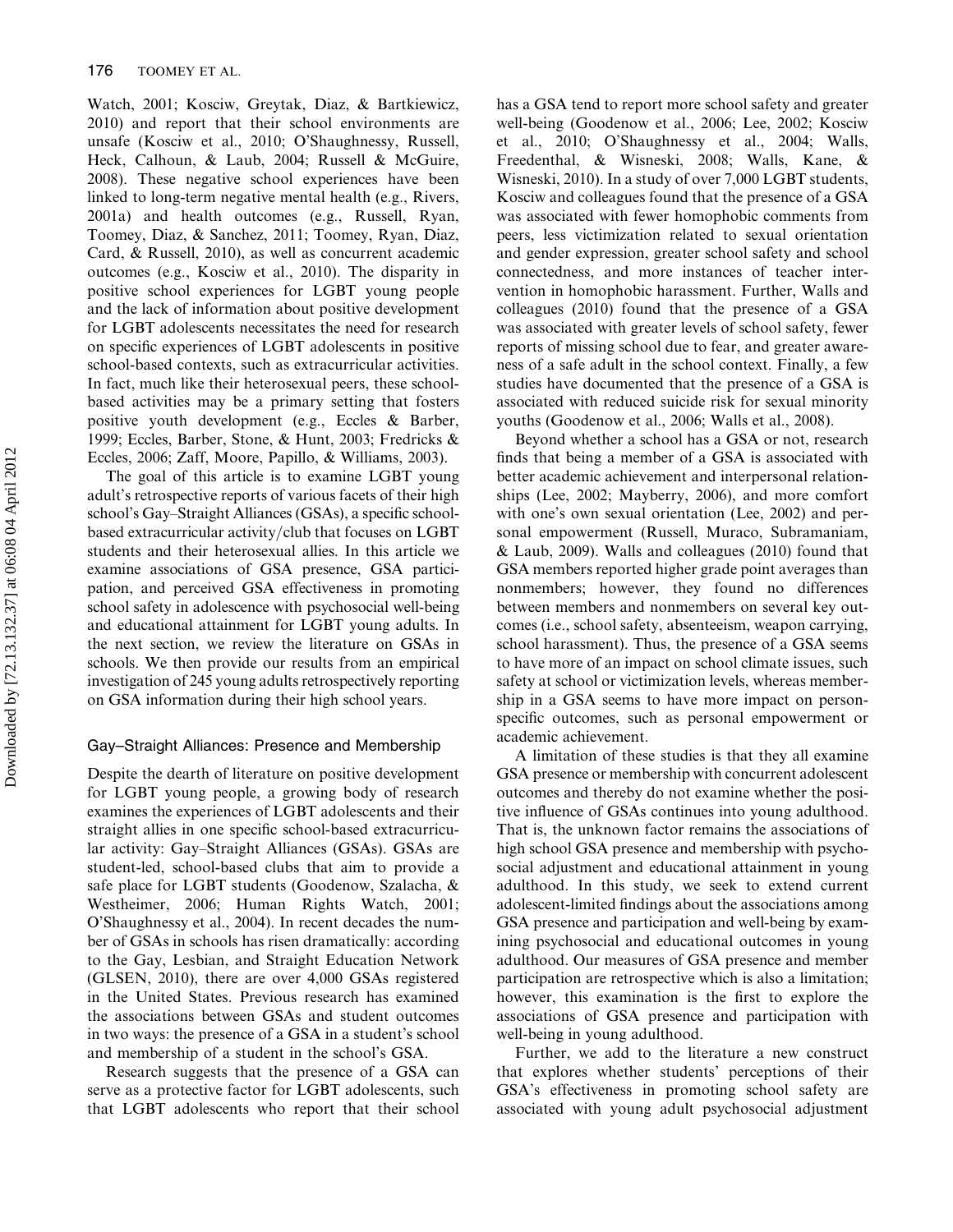Watch, 2001; Kosciw, Greytak, Diaz, & Bartkiewicz, 2010) and report that their school environments are unsafe (Kosciw et al., 2010; O'Shaughnessy, Russell, Heck, Calhoun, & Laub, 2004; Russell & McGuire, 2008). These negative school experiences have been linked to long-term negative mental health (e.g., Rivers, 2001a) and health outcomes (e.g., Russell, Ryan, Toomey, Diaz, & Sanchez, 2011; Toomey, Ryan, Diaz, Card, & Russell, 2010), as well as concurrent academic outcomes (e.g., Kosciw et al., 2010). The disparity in positive school experiences for LGBT young people and the lack of information about positive development for LGBT adolescents necessitates the need for research on specific experiences of LGBT adolescents in positive school-based contexts, such as extracurricular activities. In fact, much like their heterosexual peers, these school-based activities may be a primary setting that fosters positive youth development (e.g., Eccles & Barber, 1999; Eccles, Barber, Stone, & Hunt, 2003; Fredricks & Eccles, 2006; Zaff, Moore, Papillo, & Williams, 2003).

The goal of this article is to examine LGBT young adult's retrospective reports of various facets of their high school's Gay–Straight Alliances (GSAs), a specific school-based extracurricular activity/club that focuses on LGBT students and their heterosexual allies. In this article we examine associations of GSA presence, GSA participation, and perceived GSA effectiveness in promoting school safety in adolescence with psychosocial well-being and educational attainment for LGBT young adults. In the next section, we review the literature on GSAs in schools. We then provide our results from an empirical investigation of 245 young adults retrospectively reporting on GSA information during their high school years.

## Gay–Straight Alliances: Presence and Membership

Despite the dearth of literature on positive development for LGBT young people, a growing body of research examines the experiences of LGBT adolescents and their straight allies in one specific school-based extracurricular activity: Gay–Straight Alliances (GSAs). GSAs are student-led, school-based clubs that aim to provide a safe place for LGBT students (Goodenow, Szalacha, & Westheimer, 2006; Human Rights Watch, 2001; O'Shaughnessy et al., 2004). In recent decades the number of GSAs in schools has risen dramatically: according to the Gay, Lesbian, and Straight Education Network (GLSEN, 2010), there are over 4,000 GSAs registered in the United States. Previous research has examined the associations between GSAs and student outcomes in two ways: the presence of a GSA in a student's school and membership of a student in the school's GSA.

Research suggests that the presence of a GSA can serve as a protective factor for LGBT adolescents, such that LGBT adolescents who report that their school has a GSA tend to report more school safety and greater well-being (Goodenow et al., 2006; Lee, 2002; Kosciw et al., 2010; O'Shaughnessy et al., 2004; Walls, Freedenthal, & Wisneski, 2008; Walls, Kane, & Wisneski, 2010). In a study of over 7,000 LGBT students, Kosciw and colleagues found that the presence of a GSA was associated with fewer homophobic comments from peers, less victimization related to sexual orientation and gender expression, greater school safety and school connectedness, and more instances of teacher intervention in homophobic harassment. Further, Walls and colleagues (2010) found that the presence of a GSA was associated with greater levels of school safety, fewer reports of missing school due to fear, and greater awareness of a safe adult in the school context. Finally, a few studies have documented that the presence of a GSA is associated with reduced suicide risk for sexual minority youths (Goodenow et al., 2006; Walls et al., 2008).

Beyond whether a school has a GSA or not, research finds that being a member of a GSA is associated with better academic achievement and interpersonal relationships (Lee, 2002; Mayberry, 2006), and more comfort with one's own sexual orientation (Lee, 2002) and personal empowerment (Russell, Muraco, Subramaniam, & Laub, 2009). Walls and colleagues (2010) found that GSA members reported higher grade point averages than nonmembers; however, they found no differences between members and nonmembers on several key outcomes (i.e., school safety, absenteeism, weapon carrying, school harassment). Thus, the presence of a GSA seems to have more of an impact on school climate issues, such safety at school or victimization levels, whereas membership in a GSA seems to have more impact on person-specific outcomes, such as personal empowerment or academic achievement.

A limitation of these studies is that they all examine GSA presence or membership with concurrent adolescent outcomes and thereby do not examine whether the positive influence of GSAs continues into young adulthood. That is, the unknown factor remains the associations of high school GSA presence and membership with psychosocial adjustment and educational attainment in young adulthood. In this study, we seek to extend current adolescent-limited findings about the associations among GSA presence and participation and well-being by examining psychosocial and educational outcomes in young adulthood. Our measures of GSA presence and member participation are retrospective which is also a limitation; however, this examination is the first to explore the associations of GSA presence and participation with well-being in young adulthood.

Further, we add to the literature a new construct that explores whether students' perceptions of their GSA's effectiveness in promoting school safety are associated with young adult psychosocial adjustment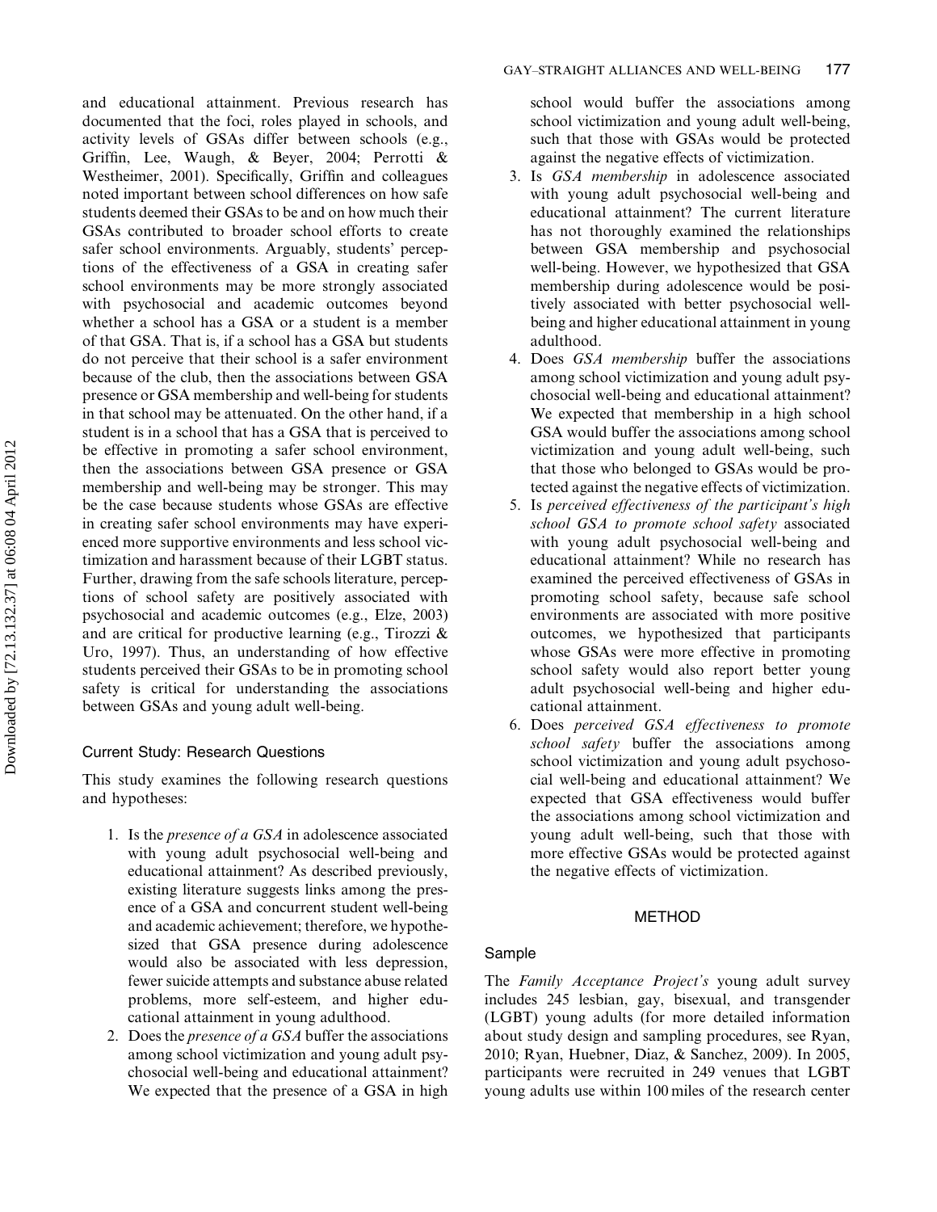and educational attainment. Previous research has documented that the foci, roles played in schools, and activity levels of GSAs differ between schools (e.g., Griffin, Lee, Waugh, & Beyer, 2004; Perrotti & Westheimer, 2001). Specifically, Griffin and colleagues noted important between school differences on how safe students deemed their GSAs to be and on how much their GSAs contributed to broader school efforts to create safer school environments. Arguably, students' perceptions of the effectiveness of a GSA in creating safer school environments may be more strongly associated with psychosocial and academic outcomes beyond whether a school has a GSA or a student is a member of that GSA. That is, if a school has a GSA but students do not perceive that their school is a safer environment because of the club, then the associations between GSA presence or GSA membership and well-being for students in that school may be attenuated. On the other hand, if a student is in a school that has a GSA that is perceived to be effective in promoting a safer school environment, then the associations between GSA presence or GSA membership and well-being may be stronger. This may be the case because students whose GSAs are effective in creating safer school environments may have experienced more supportive environments and less school victimization and harassment because of their LGBT status. Further, drawing from the safe schools literature, perceptions of school safety are positively associated with psychosocial and academic outcomes (e.g., Elze, 2003) and are critical for productive learning (e.g., Tirozzi & Uro, 1997). Thus, an understanding of how effective students perceived their GSAs to be in promoting school safety is critical for understanding the associations between GSAs and young adult well-being.

### Current Study: Research Questions

This study examines the following research questions and hypotheses:

1. Is the *presence of a GSA* in adolescence associated with young adult psychosocial well-being and educational attainment? As described previously, existing literature suggests links among the presence of a GSA and concurrent student well-being and academic achievement; therefore, we hypothesized that GSA presence during adolescence would also be associated with less depression, fewer suicide attempts and substance abuse related problems, more self-esteem, and higher educational attainment in young adulthood.
2. Does the *presence of a GSA* buffer the associations among school victimization and young adult psychosocial well-being and educational attainment? We expected that the presence of a GSA in high school would buffer the associations among school victimization and young adult well-being, such that those with GSAs would be protected against the negative effects of victimization.
3. Is *GSA membership* in adolescence associated with young adult psychosocial well-being and educational attainment? The current literature has not thoroughly examined the relationships between GSA membership and psychosocial well-being. However, we hypothesized that GSA membership during adolescence would be positively associated with better psychosocial well-being and higher educational attainment in young adulthood.
4. Does *GSA membership* buffer the associations among school victimization and young adult psychosocial well-being and educational attainment? We expected that membership in a high school GSA would buffer the associations among school victimization and young adult well-being, such that those who belonged to GSAs would be protected against the negative effects of victimization.
5. Is *perceived effectiveness of the participant's high school GSA to promote school safety* associated with young adult psychosocial well-being and educational attainment? While no research has examined the perceived effectiveness of GSAs in promoting school safety, because safe school environments are associated with more positive outcomes, we hypothesized that participants whose GSAs were more effective in promoting school safety would also report better young adult psychosocial well-being and higher educational attainment.
6. Does *perceived GSA effectiveness to promote school safety* buffer the associations among school victimization and young adult psychosocial well-being and educational attainment? We expected that GSA effectiveness would buffer the associations among school victimization and young adult well-being, such that those with more effective GSAs would be protected against the negative effects of victimization.

## METHOD

### Sample

The *Family Acceptance Project's* young adult survey includes 245 lesbian, gay, bisexual, and transgender (LGBT) young adults (for more detailed information about study design and sampling procedures, see Ryan, 2010; Ryan, Huebner, Diaz, & Sanchez, 2009). In 2005, participants were recruited in 249 venues that LGBT young adults use within 100 miles of the research center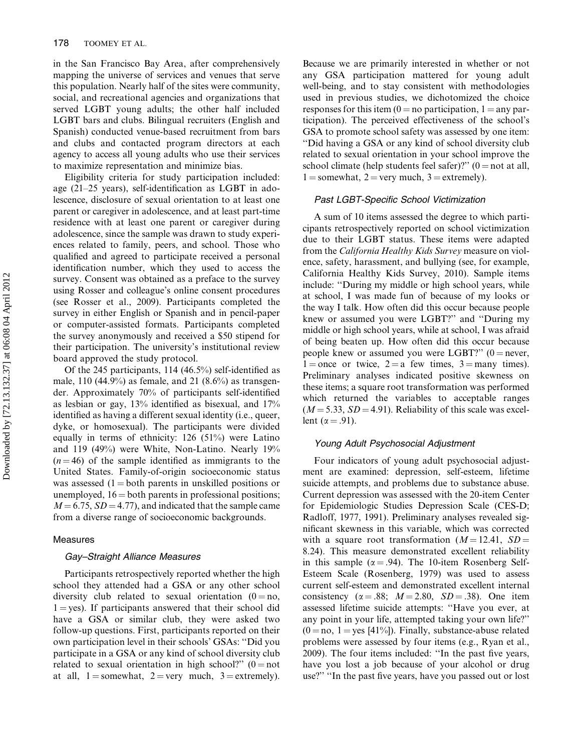in the San Francisco Bay Area, after comprehensively mapping the universe of services and venues that serve this population. Nearly half of the sites were community, social, and recreational agencies and organizations that served LGBT young adults; the other half included LGBT bars and clubs. Bilingual recruiters (English and Spanish) conducted venue-based recruitment from bars and clubs and contacted program directors at each agency to access all young adults who use their services to maximize representation and minimize bias.

Eligibility criteria for study participation included: age (21–25 years), self-identification as LGBT in adolescence, disclosure of sexual orientation to at least one parent or caregiver in adolescence, and at least part-time residence with at least one parent or caregiver during adolescence, since the sample was drawn to study experiences related to family, peers, and school. Those who qualified and agreed to participate received a personal identification number, which they used to access the survey. Consent was obtained as a preface to the survey using Rosser and colleague's online consent procedures (see Rosser et al., 2009). Participants completed the survey in either English or Spanish and in pencil-paper or computer-assisted formats. Participants completed the survey anonymously and received a $50 stipend for their participation. The university's institutional review board approved the study protocol.

Of the 245 participants, 114 (46.5%) self-identified as male, 110 (44.9%) as female, and 21 (8.6%) as transgender. Approximately 70% of participants self-identified as lesbian or gay, 13% identified as bisexual, and 17% identified as having a different sexual identity (i.e., queer, dyke, or homosexual). The participants were divided equally in terms of ethnicity: 126 (51%) were Latino and 119 (49%) were White, Non-Latino. Nearly 19% ($n = 46$) of the sample identified as immigrants to the United States. Family-of-origin socioeconomic status was assessed (1 = both parents in unskilled positions or unemployed, 16 = both parents in professional positions; $M = 6.75$, $SD = 4.77$), and indicated that the sample came from a diverse range of socioeconomic backgrounds.

## Measures

### *Gay–Straight Alliance Measures*

Participants retrospectively reported whether the high school they attended had a GSA or any other school diversity club related to sexual orientation (0 = no, 1 = yes). If participants answered that their school did have a GSA or similar club, they were asked two follow-up questions. First, participants reported on their own participation level in their schools' GSAs: "Did you participate in a GSA or any kind of school diversity club related to sexual orientation in high school?" (0 = not at all, 1 = somewhat, 2 = very much, 3 = extremely). Because we are primarily interested in whether or not any GSA participation mattered for young adult well-being, and to stay consistent with methodologies used in previous studies, we dichotomized the choice responses for this item (0 = no participation, 1 = any participation). The perceived effectiveness of the school's GSA to promote school safety was assessed by one item: "Did having a GSA or any kind of school diversity club related to sexual orientation in your school improve the school climate (help students feel safer)?" (0 = not at all, 1 = somewhat, 2 = very much, 3 = extremely).

### *Past LGBT-Specific School Victimization*

A sum of 10 items assessed the degree to which participants retrospectively reported on school victimization due to their LGBT status. These items were adapted from the *California Healthy Kids Survey* measure on violence, safety, harassment, and bullying (see, for example, California Healthy Kids Survey, 2010). Sample items include: "During my middle or high school years, while at school, I was made fun of because of my looks or the way I talk. How often did this occur because people knew or assumed you were LGBT?" and "During my middle or high school years, while at school, I was afraid of being beaten up. How often did this occur because people knew or assumed you were LGBT?" (0 = never, 1 = once or twice, 2 = a few times, 3 = many times). Preliminary analyses indicated positive skewness on these items; a square root transformation was performed which returned the variables to acceptable ranges ($M = 5.33$, $SD = 4.91$). Reliability of this scale was excellent ($\alpha = .91$).

### *Young Adult Psychosocial Adjustment*

Four indicators of young adult psychosocial adjustment are examined: depression, self-esteem, lifetime suicide attempts, and problems due to substance abuse. Current depression was assessed with the 20-item Center for Epidemiologic Studies Depression Scale (CES-D; Radloff, 1977, 1991). Preliminary analyses revealed significant skewness in this variable, which was corrected with a square root transformation ($M = 12.41$, $SD = 8.24$). This measure demonstrated excellent reliability in this sample ($\alpha = .94$). The 10-item Rosenberg Self-Esteem Scale (Rosenberg, 1979) was used to assess current self-esteem and demonstrated excellent internal consistency ($\alpha = .88$; $M = 2.80$, $SD = .38$). One item assessed lifetime suicide attempts: "Have you ever, at any point in your life, attempted taking your own life?" (0 = no, 1 = yes [41%]). Finally, substance-abuse related problems were assessed by four items (e.g., Ryan et al., 2009). The four items included: "In the past five years, have you lost a job because of your alcohol or drug use?" "In the past five years, have you passed out or lost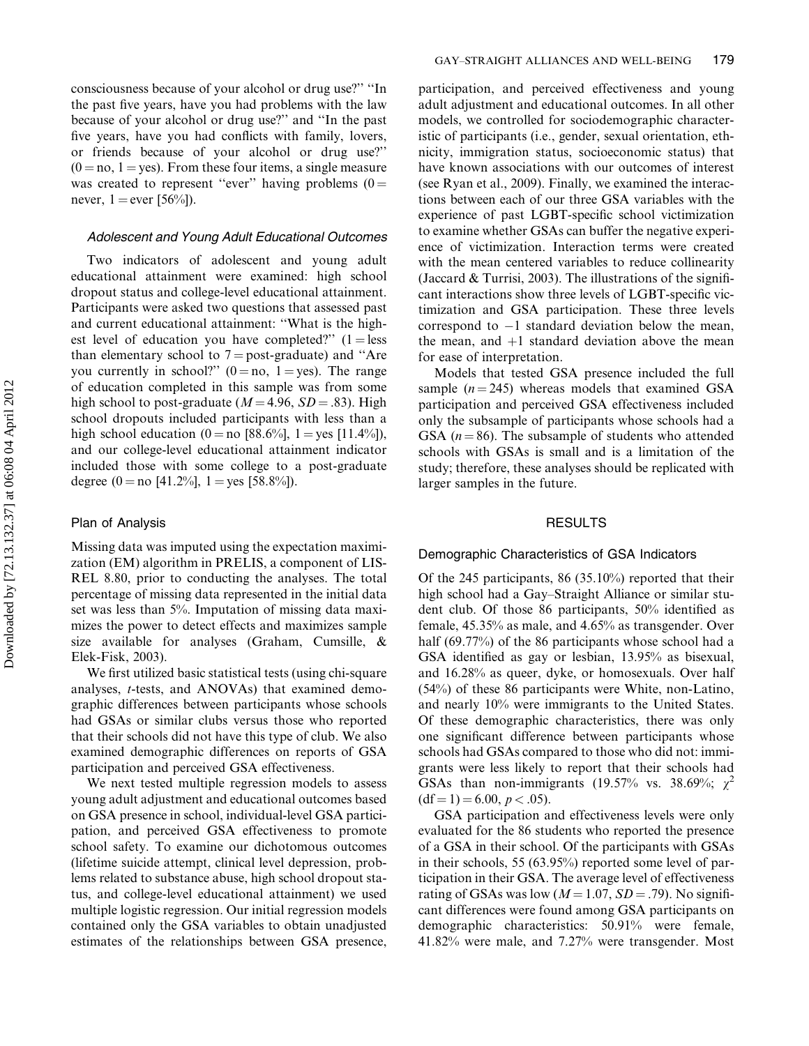consciousness because of your alcohol or drug use?'' ''In the past five years, have you had problems with the law because of your alcohol or drug use?'' and ''In the past five years, have you had conflicts with family, lovers, or friends because of your alcohol or drug use?'' (0 = no, 1 = yes). From these four items, a single measure was created to represent ''ever'' having problems (0 = never, 1 = ever [56%]).

### *Adolescent and Young Adult Educational Outcomes*

Two indicators of adolescent and young adult educational attainment were examined: high school dropout status and college-level educational attainment. Participants were asked two questions that assessed past and current educational attainment: ''What is the highest level of education you have completed?'' (1 = less than elementary school to 7 = post-graduate) and ''Are you currently in school?'' (0 = no, 1 = yes). The range of education completed in this sample was from some high school to post-graduate ($M = 4.96$, $SD = .83$). High school dropouts included participants with less than a high school education (0 = no [88.6%], 1 = yes [11.4%]), and our college-level educational attainment indicator included those with some college to a post-graduate degree (0 = no [41.2%], 1 = yes [58.8%]).

## Plan of Analysis

Missing data was imputed using the expectation maximization (EM) algorithm in PRELIS, a component of LISREL 8.80, prior to conducting the analyses. The total percentage of missing data represented in the initial data set was less than 5%. Imputation of missing data maximizes the power to detect effects and maximizes sample size available for analyses (Graham, Cumsille, & Elek-Fisk, 2003).

We first utilized basic statistical tests (using chi-square analyses, *t*-tests, and ANOVAs) that examined demographic differences between participants whose schools had GSAs or similar clubs versus those who reported that their schools did not have this type of club. We also examined demographic differences on reports of GSA participation and perceived GSA effectiveness.

We next tested multiple regression models to assess young adult adjustment and educational outcomes based on GSA presence in school, individual-level GSA participation, and perceived GSA effectiveness to promote school safety. To examine our dichotomous outcomes (lifetime suicide attempt, clinical level depression, problems related to substance abuse, high school dropout status, and college-level educational attainment) we used multiple logistic regression. Our initial regression models contained only the GSA variables to obtain unadjusted estimates of the relationships between GSA presence, participation, and perceived effectiveness and young adult adjustment and educational outcomes. In all other models, we controlled for sociodemographic characteristic of participants (i.e., gender, sexual orientation, ethnicity, immigration status, socioeconomic status) that have known associations with our outcomes of interest (see Ryan et al., 2009). Finally, we examined the interactions between each of our three GSA variables with the experience of past LGBT-specific school victimization to examine whether GSAs can buffer the negative experience of victimization. Interaction terms were created with the mean centered variables to reduce collinearity (Jaccard & Turrisi, 2003). The illustrations of the significant interactions show three levels of LGBT-specific victimization and GSA participation. These three levels correspond to $-1$ standard deviation below the mean, the mean, and $+1$ standard deviation above the mean for ease of interpretation.

Models that tested GSA presence included the full sample ($n = 245$) whereas models that examined GSA participation and perceived GSA effectiveness included only the subsample of participants whose schools had a GSA ($n = 86$). The subsample of students who attended schools with GSAs is small and is a limitation of the study; therefore, these analyses should be replicated with larger samples in the future.

## RESULTS

### Demographic Characteristics of GSA Indicators

Of the 245 participants, 86 (35.10%) reported that their high school had a Gay–Straight Alliance or similar student club. Of those 86 participants, 50% identified as female, 45.35% as male, and 4.65% as transgender. Over half (69.77%) of the 86 participants whose school had a GSA identified as gay or lesbian, 13.95% as bisexual, and 16.28% as queer, dyke, or homosexuals. Over half (54%) of these 86 participants were White, non-Latino, and nearly 10% were immigrants to the United States. Of these demographic characteristics, there was only one significant difference between participants whose schools had GSAs compared to those who did not: immigrants were less likely to report that their schools had GSAs than non-immigrants (19.57% vs. 38.69%; $\chi^2$ $(\text{df} = 1) = 6.00$, $p < .05$).

GSA participation and effectiveness levels were only evaluated for the 86 students who reported the presence of a GSA in their school. Of the participants with GSAs in their schools, 55 (63.95%) reported some level of participation in their GSA. The average level of effectiveness rating of GSAs was low ($M = 1.07$, $SD = .79$). No significant differences were found among GSA participants on demographic characteristics: 50.91% were female, 41.82% were male, and 7.27% were transgender. Most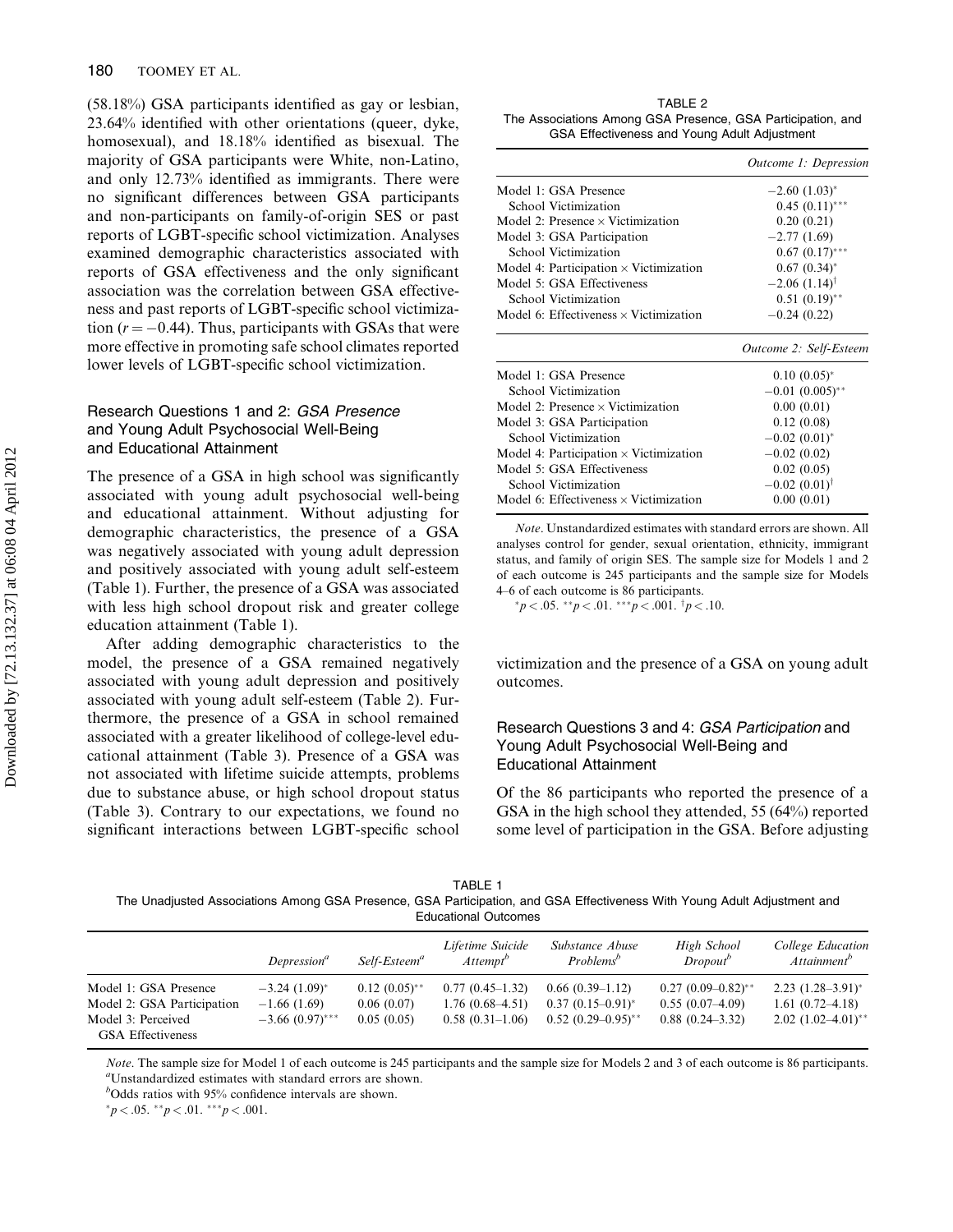(58.18%) GSA participants identified as gay or lesbian, 23.64% identified with other orientations (queer, dyke, homosexual), and 18.18% identified as bisexual. The majority of GSA participants were White, non-Latino, and only 12.73% identified as immigrants. There were no significant differences between GSA participants and non-participants on family-of-origin SES or past reports of LGBT-specific school victimization. Analyses examined demographic characteristics associated with reports of GSA effectiveness and the only significant association was the correlation between GSA effectiveness and past reports of LGBT-specific school victimization ($r = -0.44$). Thus, participants with GSAs that were more effective in promoting safe school climates reported lower levels of LGBT-specific school victimization.

### Research Questions 1 and 2: *GSA Presence* and Young Adult Psychosocial Well-Being and Educational Attainment

The presence of a GSA in high school was significantly associated with young adult psychosocial well-being and educational attainment. Without adjusting for demographic characteristics, the presence of a GSA was negatively associated with young adult depression and positively associated with young adult self-esteem (Table 1). Further, the presence of a GSA was associated with less high school dropout risk and greater college education attainment (Table 1).

After adding demographic characteristics to the model, the presence of a GSA remained negatively associated with young adult depression and positively associated with young adult self-esteem (Table 2). Furthermore, the presence of a GSA in school remained associated with a greater likelihood of college-level educational attainment (Table 3). Presence of a GSA was not associated with lifetime suicide attempts, problems due to substance abuse, or high school dropout status (Table 3). Contrary to our expectations, we found no significant interactions between LGBT-specific school victimization and the presence of a GSA on young adult outcomes.

TABLE 2
The Associations Among GSA Presence, GSA Participation, and GSA Effectiveness and Young Adult Adjustment

| | *Outcome 1: Depression* |
|---|---|
| Model 1: GSA Presence | −2.60 (1.03)* |
| School Victimization | 0.45 (0.11)*** |
| Model 2: Presence × Victimization | 0.20 (0.21) |
| Model 3: GSA Participation | −2.77 (1.69) |
| School Victimization | 0.67 (0.17)*** |
| Model 4: Participation × Victimization | 0.67 (0.34)* |
| Model 5: GSA Effectiveness | −2.06 (1.14)† |
| School Victimization | 0.51 (0.19)** |
| Model 6: Effectiveness × Victimization | −0.24 (0.22) |
| | *Outcome 2: Self-Esteem* |
| Model 1: GSA Presence | 0.10 (0.05)* |
| School Victimization | −0.01 (0.005)** |
| Model 2: Presence × Victimization | 0.00 (0.01) |
| Model 3: GSA Participation | 0.12 (0.08) |
| School Victimization | −0.02 (0.01)* |
| Model 4: Participation × Victimization | −0.02 (0.02) |
| Model 5: GSA Effectiveness | 0.02 (0.05) |
| School Victimization | −0.02 (0.01)† |
| Model 6: Effectiveness × Victimization | 0.00 (0.01) |

*Note*. Unstandardized estimates with standard errors are shown. All analyses control for gender, sexual orientation, ethnicity, immigrant status, and family of origin SES. The sample size for Models 1 and 2 of each outcome is 245 participants and the sample size for Models 4–6 of each outcome is 86 participants.
*$p < .05$. **$p < .01$. ***$p < .001$. †$p < .10$.

### Research Questions 3 and 4: *GSA Participation* and Young Adult Psychosocial Well-Being and Educational Attainment

Of the 86 participants who reported the presence of a GSA in the high school they attended, 55 (64%) reported some level of participation in the GSA. Before adjusting

TABLE 1
The Unadjusted Associations Among GSA Presence, GSA Participation, and GSA Effectiveness With Young Adult Adjustment and Educational Outcomes

| | *Depression*[a] | *Self-Esteem*[a] | *Lifetime Suicide Attempt*[b] | *Substance Abuse Problems*[b] | *High School Dropout*[b] | *College Education Attainment*[b] |
|---|---|---|---|---|---|---|
| Model 1: GSA Presence | −3.24 (1.09)* | 0.12 (0.05)** | 0.77 (0.45–1.32) | 0.66 (0.39–1.12) | 0.27 (0.09–0.82)** | 2.23 (1.28–3.91)* |
| Model 2: GSA Participation | −1.66 (1.69) | 0.06 (0.07) | 1.76 (0.68–4.51) | 0.37 (0.15–0.91)* | 0.55 (0.07–4.09) | 1.61 (0.72–4.18) |
| Model 3: Perceived GSA Effectiveness | −3.66 (0.97)*** | 0.05 (0.05) | 0.58 (0.31–1.06) | 0.52 (0.29–0.95)** | 0.88 (0.24–3.32) | 2.02 (1.02–4.01)** |

*Note*. The sample size for Model 1 of each outcome is 245 participants and the sample size for Models 2 and 3 of each outcome is 86 participants.
[a]Unstandardized estimates with standard errors are shown.
[b]Odds ratios with 95% confidence intervals are shown.
*$p < .05$. **$p < .01$. ***$p < .001$.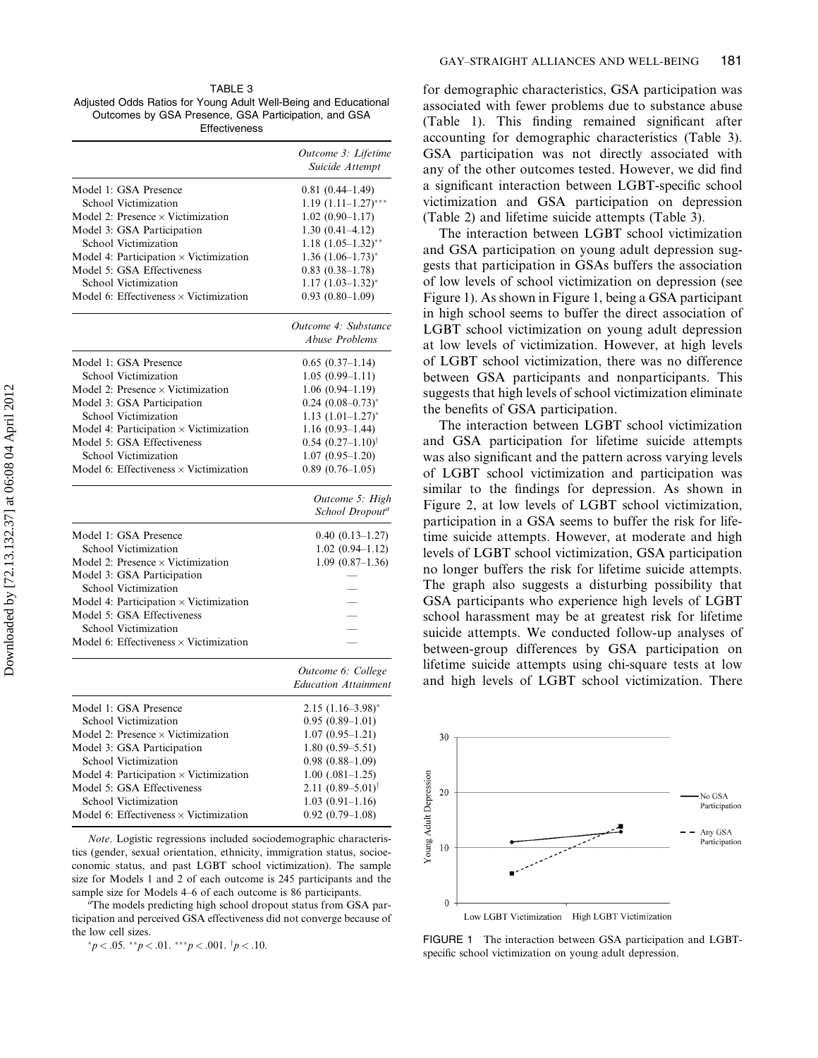TABLE 3
Adjusted Odds Ratios for Young Adult Well-Being and Educational Outcomes by GSA Presence, GSA Participation, and GSA Effectiveness

| | *Outcome 3: Lifetime Suicide Attempt* |
|---|---|
| Model 1: GSA Presence | 0.81 (0.44–1.49) |
| School Victimization | 1.19 (1.11–1.27)*** |
| Model 2: Presence × Victimization | 1.02 (0.90–1.17) |
| Model 3: GSA Participation | 1.30 (0.41–4.12) |
| School Victimization | 1.18 (1.05–1.32)** |
| Model 4: Participation × Victimization | 1.36 (1.06–1.73)* |
| Model 5: GSA Effectiveness | 0.83 (0.38–1.78) |
| School Victimization | 1.17 (1.03–1.32)* |
| Model 6: Effectiveness × Victimization | 0.93 (0.80–1.09) |
| | *Outcome 4: Substance Abuse Problems* |
| Model 1: GSA Presence | 0.65 (0.37–1.14) |
| School Victimization | 1.05 (0.99–1.11) |
| Model 2: Presence × Victimization | 1.06 (0.94–1.19) |
| Model 3: GSA Participation | 0.24 (0.08–0.73)* |
| School Victimization | 1.13 (1.01–1.27)* |
| Model 4: Participation × Victimization | 1.16 (0.93–1.44) |
| Model 5: GSA Effectiveness | 0.54 (0.27–1.10)† |
| School Victimization | 1.07 (0.95–1.20) |
| Model 6: Effectiveness × Victimization | 0.89 (0.76–1.05) |
| | *Outcome 5: High School Dropout*[a] |
| Model 1: GSA Presence | 0.40 (0.13–1.27) |
| School Victimization | 1.02 (0.94–1.12) |
| Model 2: Presence × Victimization | 1.09 (0.87–1.36) |
| Model 3: GSA Participation | — |
| School Victimization | — |
| Model 4: Participation × Victimization | — |
| Model 5: GSA Effectiveness | — |
| School Victimization | — |
| Model 6: Effectiveness × Victimization | — |
| | *Outcome 6: College Education Attainment* |
| Model 1: GSA Presence | 2.15 (1.16–3.98)* |
| School Victimization | 0.95 (0.89–1.01) |
| Model 2: Presence × Victimization | 1.07 (0.95–1.21) |
| Model 3: GSA Participation | 1.80 (0.59–5.51) |
| School Victimization | 0.98 (0.88–1.09) |
| Model 4: Participation × Victimization | 1.00 (.081–1.25) |
| Model 5: GSA Effectiveness | 2.11 (0.89–5.01)† |
| School Victimization | 1.03 (0.91–1.16) |
| Model 6: Effectiveness × Victimization | 0.92 (0.79–1.08) |

*Note*. Logistic regressions included sociodemographic characteristics (gender, sexual orientation, ethnicity, immigration status, socioeconomic status, and past LGBT school victimization). The sample size for Models 1 and 2 of each outcome is 245 participants and the sample size for Models 4–6 of each outcome is 86 participants.

[a]The models predicting high school dropout status from GSA participation and perceived GSA effectiveness did not converge because of the low cell sizes.

$^{*}p < .05$. $^{**}p < .01$. $^{***}p < .001$. $^{\dagger}p < .10$.

for demographic characteristics, GSA participation was associated with fewer problems due to substance abuse (Table 1). This finding remained significant after accounting for demographic characteristics (Table 3). GSA participation was not directly associated with any of the other outcomes tested. However, we did find a significant interaction between LGBT-specific school victimization and GSA participation on depression (Table 2) and lifetime suicide attempts (Table 3).

The interaction between LGBT school victimization and GSA participation on young adult depression suggests that participation in GSAs buffers the association of low levels of school victimization on depression (see Figure 1). As shown in Figure 1, being a GSA participant in high school seems to buffer the direct association of LGBT school victimization on young adult depression at low levels of victimization. However, at high levels of LGBT school victimization, there was no difference between GSA participants and nonparticipants. This suggests that high levels of school victimization eliminate the benefits of GSA participation.

The interaction between LGBT school victimization and GSA participation for lifetime suicide attempts was also significant and the pattern across varying levels of LGBT school victimization and participation was similar to the findings for depression. As shown in Figure 2, at low levels of LGBT school victimization, participation in a GSA seems to buffer the risk for lifetime suicide attempts. However, at moderate and high levels of LGBT school victimization, GSA participation no longer buffers the risk for lifetime suicide attempts. The graph also suggests a disturbing possibility that GSA participants who experience high levels of LGBT school harassment may be at greatest risk for lifetime suicide attempts. We conducted follow-up analyses of between-group differences by GSA participation on lifetime suicide attempts using chi-square tests at low and high levels of LGBT school victimization. There

FIGURE 1 The interaction between GSA participation and LGBT-specific school victimization on young adult depression.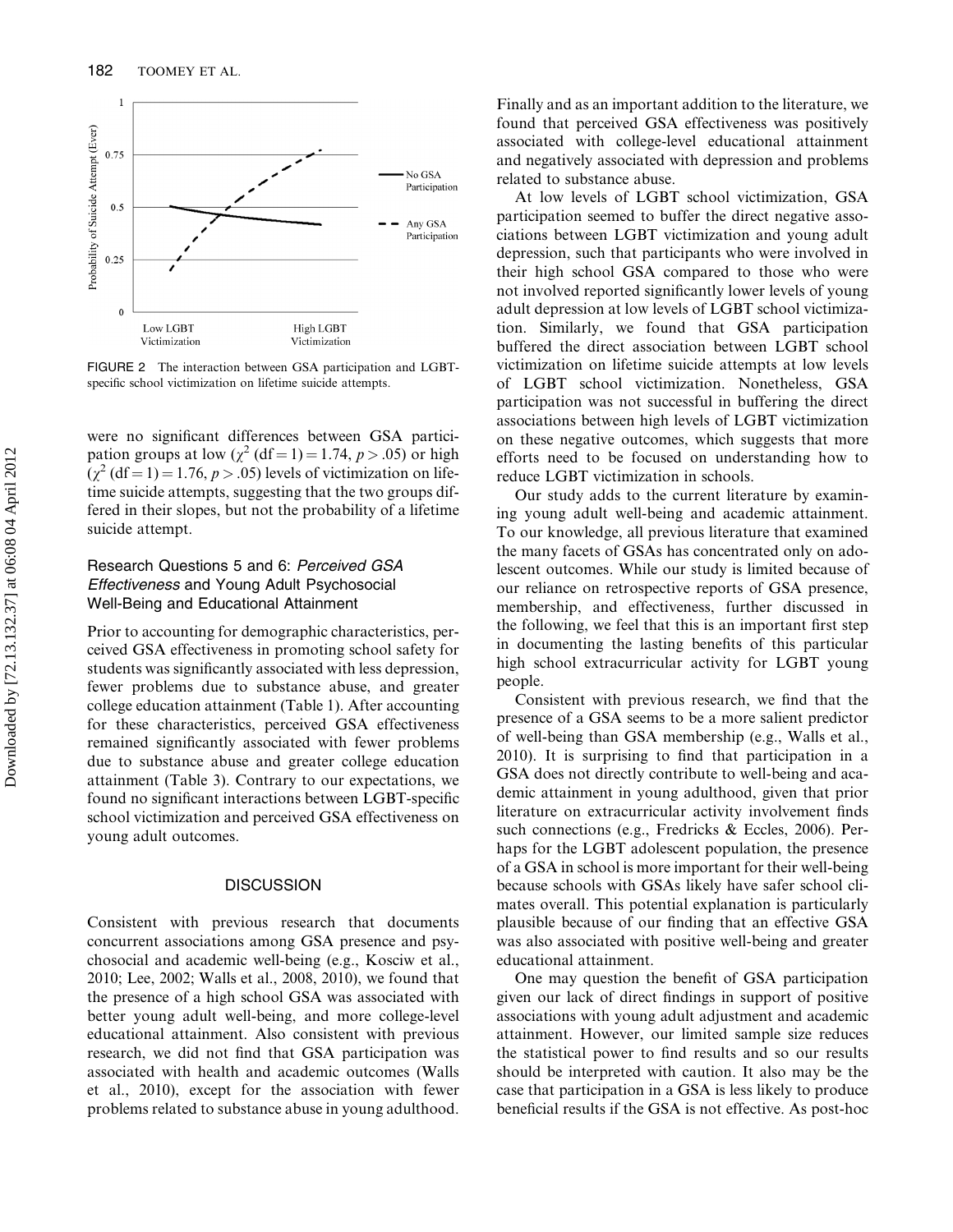FIGURE 2 The interaction between GSA participation and LGBT-specific school victimization on lifetime suicide attempts.

were no significant differences between GSA participation groups at low ($\chi^2$ (df = 1) = 1.74, $p > .05$) or high ($\chi^2$ (df = 1) = 1.76, $p > .05$) levels of victimization on lifetime suicide attempts, suggesting that the two groups differed in their slopes, but not the probability of a lifetime suicide attempt.

### Research Questions 5 and 6: *Perceived GSA Effectiveness* and Young Adult Psychosocial Well-Being and Educational Attainment

Prior to accounting for demographic characteristics, perceived GSA effectiveness in promoting school safety for students was significantly associated with less depression, fewer problems due to substance abuse, and greater college education attainment (Table 1). After accounting for these characteristics, perceived GSA effectiveness remained significantly associated with fewer problems due to substance abuse and greater college education attainment (Table 3). Contrary to our expectations, we found no significant interactions between LGBT-specific school victimization and perceived GSA effectiveness on young adult outcomes.

## DISCUSSION

Consistent with previous research that documents concurrent associations among GSA presence and psychosocial and academic well-being (e.g., Kosciw et al., 2010; Lee, 2002; Walls et al., 2008, 2010), we found that the presence of a high school GSA was associated with better young adult well-being, and more college-level educational attainment. Also consistent with previous research, we did not find that GSA participation was associated with health and academic outcomes (Walls et al., 2010), except for the association with fewer problems related to substance abuse in young adulthood. Finally and as an important addition to the literature, we found that perceived GSA effectiveness was positively associated with college-level educational attainment and negatively associated with depression and problems related to substance abuse.

At low levels of LGBT school victimization, GSA participation seemed to buffer the direct negative associations between LGBT victimization and young adult depression, such that participants who were involved in their high school GSA compared to those who were not involved reported significantly lower levels of young adult depression at low levels of LGBT school victimization. Similarly, we found that GSA participation buffered the direct association between LGBT school victimization on lifetime suicide attempts at low levels of LGBT school victimization. Nonetheless, GSA participation was not successful in buffering the direct associations between high levels of LGBT victimization on these negative outcomes, which suggests that more efforts need to be focused on understanding how to reduce LGBT victimization in schools.

Our study adds to the current literature by examining young adult well-being and academic attainment. To our knowledge, all previous literature that examined the many facets of GSAs has concentrated only on adolescent outcomes. While our study is limited because of our reliance on retrospective reports of GSA presence, membership, and effectiveness, further discussed in the following, we feel that this is an important first step in documenting the lasting benefits of this particular high school extracurricular activity for LGBT young people.

Consistent with previous research, we find that the presence of a GSA seems to be a more salient predictor of well-being than GSA membership (e.g., Walls et al., 2010). It is surprising to find that participation in a GSA does not directly contribute to well-being and academic attainment in young adulthood, given that prior literature on extracurricular activity involvement finds such connections (e.g., Fredricks & Eccles, 2006). Perhaps for the LGBT adolescent population, the presence of a GSA in school is more important for their well-being because schools with GSAs likely have safer school climates overall. This potential explanation is particularly plausible because of our finding that an effective GSA was also associated with positive well-being and greater educational attainment.

One may question the benefit of GSA participation given our lack of direct findings in support of positive associations with young adult adjustment and academic attainment. However, our limited sample size reduces the statistical power to find results and so our results should be interpreted with caution. It also may be the case that participation in a GSA is less likely to produce beneficial results if the GSA is not effective. As post-hoc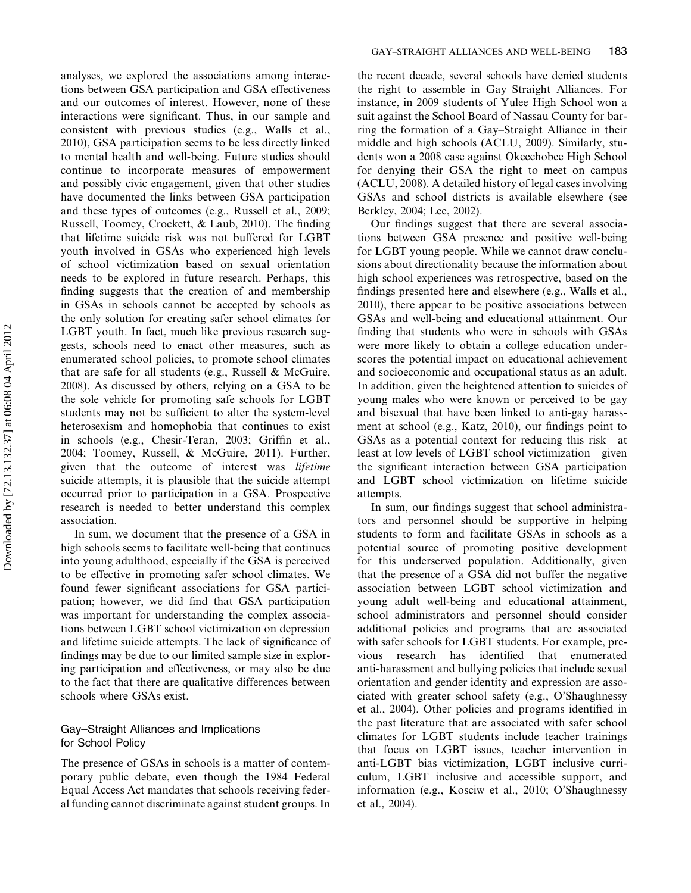analyses, we explored the associations among interactions between GSA participation and GSA effectiveness and our outcomes of interest. However, none of these interactions were significant. Thus, in our sample and consistent with previous studies (e.g., Walls et al., 2010), GSA participation seems to be less directly linked to mental health and well-being. Future studies should continue to incorporate measures of empowerment and possibly civic engagement, given that other studies have documented the links between GSA participation and these types of outcomes (e.g., Russell et al., 2009; Russell, Toomey, Crockett, & Laub, 2010). The finding that lifetime suicide risk was not buffered for LGBT youth involved in GSAs who experienced high levels of school victimization based on sexual orientation needs to be explored in future research. Perhaps, this finding suggests that the creation of and membership in GSAs in schools cannot be accepted by schools as the only solution for creating safer school climates for LGBT youth. In fact, much like previous research suggests, schools need to enact other measures, such as enumerated school policies, to promote school climates that are safe for all students (e.g., Russell & McGuire, 2008). As discussed by others, relying on a GSA to be the sole vehicle for promoting safe schools for LGBT students may not be sufficient to alter the system-level heterosexism and homophobia that continues to exist in schools (e.g., Chesir-Teran, 2003; Griffin et al., 2004; Toomey, Russell, & McGuire, 2011). Further, given that the outcome of interest was *lifetime* suicide attempts, it is plausible that the suicide attempt occurred prior to participation in a GSA. Prospective research is needed to better understand this complex association.

In sum, we document that the presence of a GSA in high schools seems to facilitate well-being that continues into young adulthood, especially if the GSA is perceived to be effective in promoting safer school climates. We found fewer significant associations for GSA participation; however, we did find that GSA participation was important for understanding the complex associations between LGBT school victimization on depression and lifetime suicide attempts. The lack of significance of findings may be due to our limited sample size in exploring participation and effectiveness, or may also be due to the fact that there are qualitative differences between schools where GSAs exist.

## Gay–Straight Alliances and Implications for School Policy

The presence of GSAs in schools is a matter of contemporary public debate, even though the 1984 Federal Equal Access Act mandates that schools receiving federal funding cannot discriminate against student groups. In the recent decade, several schools have denied students the right to assemble in Gay–Straight Alliances. For instance, in 2009 students of Yulee High School won a suit against the School Board of Nassau County for barring the formation of a Gay–Straight Alliance in their middle and high schools (ACLU, 2009). Similarly, students won a 2008 case against Okeechobee High School for denying their GSA the right to meet on campus (ACLU, 2008). A detailed history of legal cases involving GSAs and school districts is available elsewhere (see Berkley, 2004; Lee, 2002).

Our findings suggest that there are several associations between GSA presence and positive well-being for LGBT young people. While we cannot draw conclusions about directionality because the information about high school experiences was retrospective, based on the findings presented here and elsewhere (e.g., Walls et al., 2010), there appear to be positive associations between GSAs and well-being and educational attainment. Our finding that students who were in schools with GSAs were more likely to obtain a college education underscores the potential impact on educational achievement and socioeconomic and occupational status as an adult. In addition, given the heightened attention to suicides of young males who were known or perceived to be gay and bisexual that have been linked to anti-gay harassment at school (e.g., Katz, 2010), our findings point to GSAs as a potential context for reducing this risk—at least at low levels of LGBT school victimization—given the significant interaction between GSA participation and LGBT school victimization on lifetime suicide attempts.

In sum, our findings suggest that school administrators and personnel should be supportive in helping students to form and facilitate GSAs in schools as a potential source of promoting positive development for this underserved population. Additionally, given that the presence of a GSA did not buffer the negative association between LGBT school victimization and young adult well-being and educational attainment, school administrators and personnel should consider additional policies and programs that are associated with safer schools for LGBT students. For example, previous research has identified that enumerated anti-harassment and bullying policies that include sexual orientation and gender identity and expression are associated with greater school safety (e.g., O'Shaughnessy et al., 2004). Other policies and programs identified in the past literature that are associated with safer school climates for LGBT students include teacher trainings that focus on LGBT issues, teacher intervention in anti-LGBT bias victimization, LGBT inclusive curriculum, LGBT inclusive and accessible support, and information (e.g., Kosciw et al., 2010; O'Shaughnessy et al., 2004).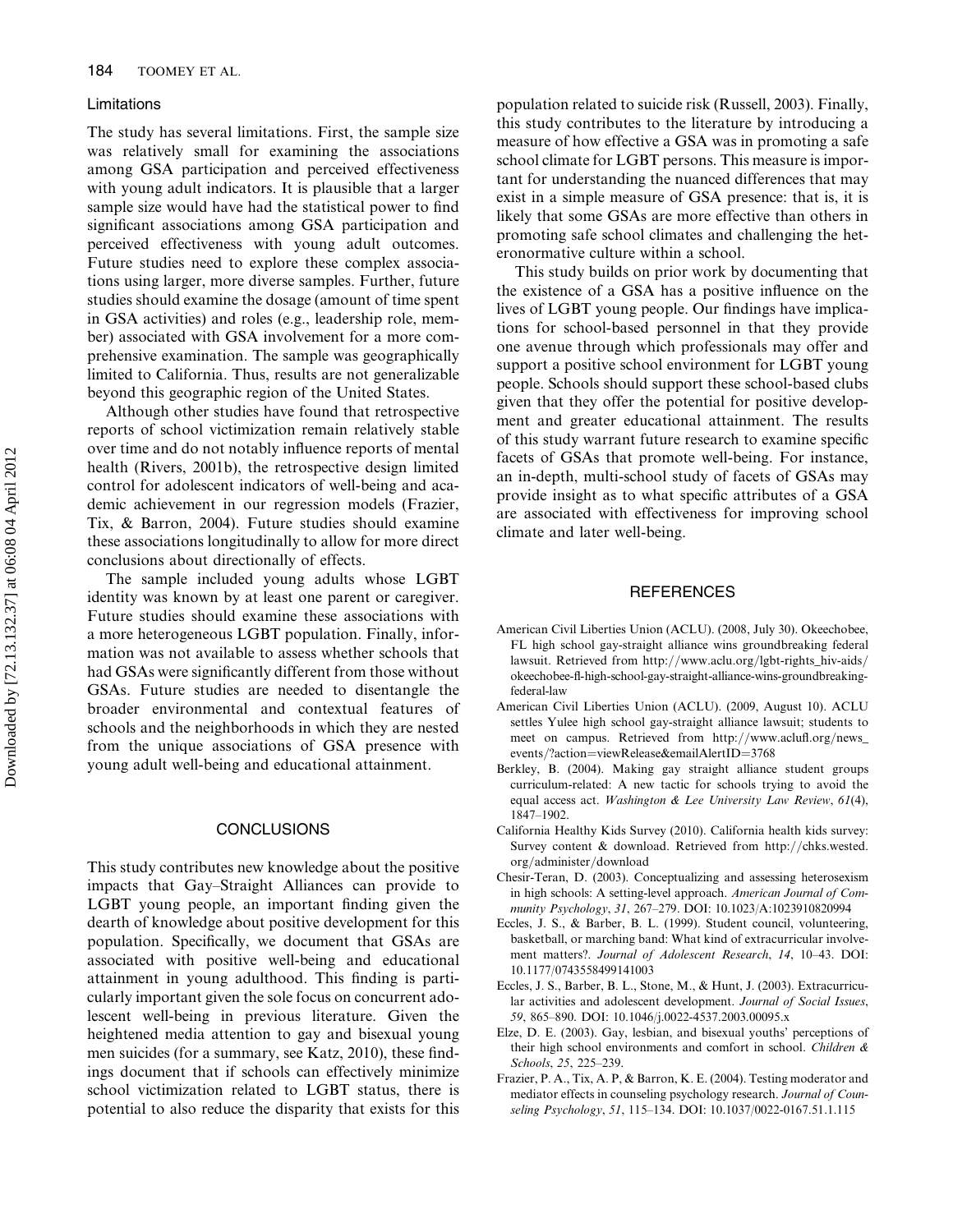### Limitations

The study has several limitations. First, the sample size was relatively small for examining the associations among GSA participation and perceived effectiveness with young adult indicators. It is plausible that a larger sample size would have had the statistical power to find significant associations among GSA participation and perceived effectiveness with young adult outcomes. Future studies need to explore these complex associations using larger, more diverse samples. Further, future studies should examine the dosage (amount of time spent in GSA activities) and roles (e.g., leadership role, member) associated with GSA involvement for a more comprehensive examination. The sample was geographically limited to California. Thus, results are not generalizable beyond this geographic region of the United States.

Although other studies have found that retrospective reports of school victimization remain relatively stable over time and do not notably influence reports of mental health (Rivers, 2001b), the retrospective design limited control for adolescent indicators of well-being and academic achievement in our regression models (Frazier, Tix, & Barron, 2004). Future studies should examine these associations longitudinally to allow for more direct conclusions about directionally of effects.

The sample included young adults whose LGBT identity was known by at least one parent or caregiver. Future studies should examine these associations with a more heterogeneous LGBT population. Finally, information was not available to assess whether schools that had GSAs were significantly different from those without GSAs. Future studies are needed to disentangle the broader environmental and contextual features of schools and the neighborhoods in which they are nested from the unique associations of GSA presence with young adult well-being and educational attainment.

## CONCLUSIONS

This study contributes new knowledge about the positive impacts that Gay–Straight Alliances can provide to LGBT young people, an important finding given the dearth of knowledge about positive development for this population. Specifically, we document that GSAs are associated with positive well-being and educational attainment in young adulthood. This finding is particularly important given the sole focus on concurrent adolescent well-being in previous literature. Given the heightened media attention to gay and bisexual young men suicides (for a summary, see Katz, 2010), these findings document that if schools can effectively minimize school victimization related to LGBT status, there is potential to also reduce the disparity that exists for this population related to suicide risk (Russell, 2003). Finally, this study contributes to the literature by introducing a measure of how effective a GSA was in promoting a safe school climate for LGBT persons. This measure is important for understanding the nuanced differences that may exist in a simple measure of GSA presence: that is, it is likely that some GSAs are more effective than others in promoting safe school climates and challenging the heteronormative culture within a school.

This study builds on prior work by documenting that the existence of a GSA has a positive influence on the lives of LGBT young people. Our findings have implications for school-based personnel in that they provide one avenue through which professionals may offer and support a positive school environment for LGBT young people. Schools should support these school-based clubs given that they offer the potential for positive development and greater educational attainment. The results of this study warrant future research to examine specific facets of GSAs that promote well-being. For instance, an in-depth, multi-school study of facets of GSAs may provide insight as to what specific attributes of a GSA are associated with effectiveness for improving school climate and later well-being.

## REFERENCES

American Civil Liberties Union (ACLU). (2008, July 30). Okeechobee, FL high school gay-straight alliance wins groundbreaking federal lawsuit. Retrieved from http://www.aclu.org/lgbt-rights_hiv-aids/okeechobee-fl-high-school-gay-straight-alliance-wins-groundbreaking-federal-law

American Civil Liberties Union (ACLU). (2009, August 10). ACLU settles Yulee high school gay-straight alliance lawsuit; students to meet on campus. Retrieved from http://www.aclufl.org/news_events/?action=viewRelease&emailAlertID=3768

Berkley, B. (2004). Making gay straight alliance student groups curriculum-related: A new tactic for schools trying to avoid the equal access act. *Washington & Lee University Law Review*, *61*(4), 1847–1902.

California Healthy Kids Survey (2010). California health kids survey: Survey content & download. Retrieved from http://chks.wested.org/administer/download

Chesir-Teran, D. (2003). Conceptualizing and assessing heterosexism in high schools: A setting-level approach. *American Journal of Community Psychology*, *31*, 267–279. DOI: 10.1023/A:1023910820994

Eccles, J. S., & Barber, B. L. (1999). Student council, volunteering, basketball, or marching band: What kind of extracurricular involvement matters?. *Journal of Adolescent Research*, *14*, 10–43. DOI: 10.1177/0743558499141003

Eccles, J. S., Barber, B. L., Stone, M., & Hunt, J. (2003). Extracurricular activities and adolescent development. *Journal of Social Issues*, *59*, 865–890. DOI: 10.1046/j.0022-4537.2003.00095.x

Elze, D. E. (2003). Gay, lesbian, and bisexual youths' perceptions of their high school environments and comfort in school. *Children & Schools*, *25*, 225–239.

Frazier, P. A., Tix, A. P, & Barron, K. E. (2004). Testing moderator and mediator effects in counseling psychology research. *Journal of Counseling Psychology*, *51*, 115–134. DOI: 10.1037/0022-0167.51.1.115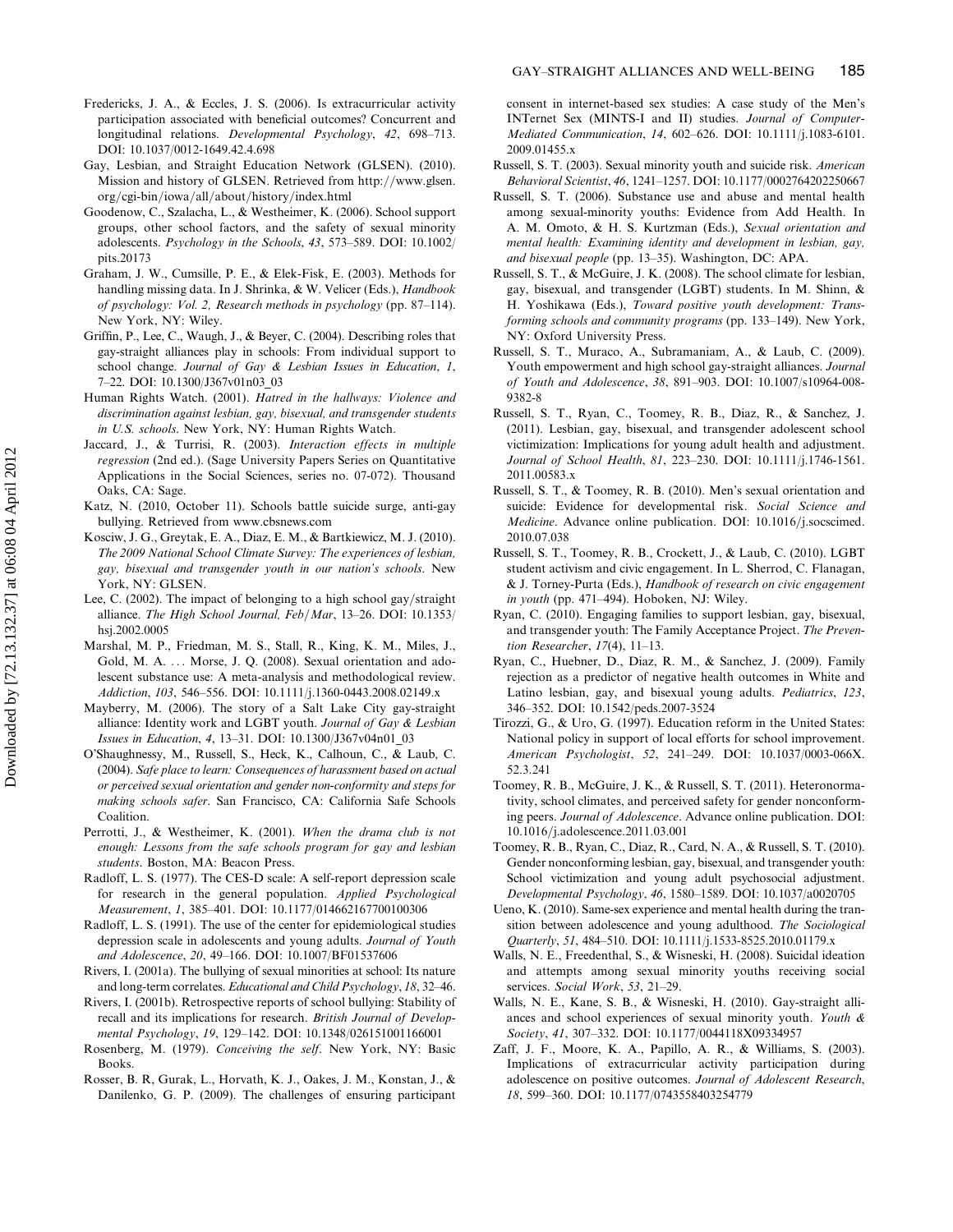Fredericks, J. A., & Eccles, J. S. (2006). Is extracurricular activity participation associated with beneficial outcomes? Concurrent and longitudinal relations. *Developmental Psychology*, *42*, 698–713. DOI: 10.1037/0012-1649.42.4.698

Gay, Lesbian, and Straight Education Network (GLSEN). (2010). Mission and history of GLSEN. Retrieved from http://www.glsen.org/cgi-bin/iowa/all/about/history/index.html

Goodenow, C., Szalacha, L., & Westheimer, K. (2006). School support groups, other school factors, and the safety of sexual minority adolescents. *Psychology in the Schools*, *43*, 573–589. DOI: 10.1002/pits.20173

Graham, J. W., Cumsille, P. E., & Elek-Fisk, E. (2003). Methods for handling missing data. In J. Shrinka, & W. Velicer (Eds.), *Handbook of psychology: Vol. 2, Research methods in psychology* (pp. 87–114). New York, NY: Wiley.

Griffin, P., Lee, C., Waugh, J., & Beyer, C. (2004). Describing roles that gay-straight alliances play in schools: From individual support to school change. *Journal of Gay & Lesbian Issues in Education*, *1*, 7–22. DOI: 10.1300/J367v01n03_03

Human Rights Watch. (2001). *Hatred in the hallways: Violence and discrimination against lesbian, gay, bisexual, and transgender students in U.S. schools*. New York, NY: Human Rights Watch.

Jaccard, J., & Turrisi, R. (2003). *Interaction effects in multiple regression* (2nd ed.). (Sage University Papers Series on Quantitative Applications in the Social Sciences, series no. 07-072). Thousand Oaks, CA: Sage.

Katz, N. (2010, October 11). Schools battle suicide surge, anti-gay bullying. Retrieved from www.cbsnews.com

Kosciw, J. G., Greytak, E. A., Diaz, E. M., & Bartkiewicz, M. J. (2010). *The 2009 National School Climate Survey: The experiences of lesbian, gay, bisexual and transgender youth in our nation's schools*. New York, NY: GLSEN.

Lee, C. (2002). The impact of belonging to a high school gay/straight alliance. *The High School Journal, Feb/Mar*, 13–26. DOI: 10.1353/hsj.2002.0005

Marshal, M. P., Friedman, M. S., Stall, R., King, K. M., Miles, J., Gold, M. A. ... Morse, J. Q. (2008). Sexual orientation and adolescent substance use: A meta-analysis and methodological review. *Addiction*, *103*, 546–556. DOI: 10.1111/j.1360-0443.2008.02149.x

Mayberry, M. (2006). The story of a Salt Lake City gay-straight alliance: Identity work and LGBT youth. *Journal of Gay & Lesbian Issues in Education*, *4*, 13–31. DOI: 10.1300/J367v04n01_03

O'Shaughnessy, M., Russell, S., Heck, K., Calhoun, C., & Laub, C. (2004). *Safe place to learn: Consequences of harassment based on actual or perceived sexual orientation and gender non-conformity and steps for making schools safer*. San Francisco, CA: California Safe Schools Coalition.

Perrotti, J., & Westheimer, K. (2001). *When the drama club is not enough: Lessons from the safe schools program for gay and lesbian students*. Boston, MA: Beacon Press.

Radloff, L. S. (1977). The CES-D scale: A self-report depression scale for research in the general population. *Applied Psychological Measurement*, *1*, 385–401. DOI: 10.1177/014662167700100306

Radloff, L. S. (1991). The use of the center for epidemiological studies depression scale in adolescents and young adults. *Journal of Youth and Adolescence*, *20*, 49–166. DOI: 10.1007/BF01537606

Rivers, I. (2001a). The bullying of sexual minorities at school: Its nature and long-term correlates. *Educational and Child Psychology*, *18*, 32–46.

Rivers, I. (2001b). Retrospective reports of school bullying: Stability of recall and its implications for research. *British Journal of Developmental Psychology*, *19*, 129–142. DOI: 10.1348/026151001166001

Rosenberg, M. (1979). *Conceiving the self*. New York, NY: Basic Books.

Rosser, B. R, Gurak, L., Horvath, K. J., Oakes, J. M., Konstan, J., & Danilenko, G. P. (2009). The challenges of ensuring participant consent in internet-based sex studies: A case study of the Men's INTernet Sex (MINTS-I and II) studies. *Journal of Computer-Mediated Communication*, *14*, 602–626. DOI: 10.1111/j.1083-6101.2009.01455.x

Russell, S. T. (2003). Sexual minority youth and suicide risk. *American Behavioral Scientist*, *46*, 1241–1257. DOI: 10.1177/0002764202250667

Russell, S. T. (2006). Substance use and abuse and mental health among sexual-minority youths: Evidence from Add Health. In A. M. Omoto, & H. S. Kurtzman (Eds.), *Sexual orientation and mental health: Examining identity and development in lesbian, gay, and bisexual people* (pp. 13–35). Washington, DC: APA.

Russell, S. T., & McGuire, J. K. (2008). The school climate for lesbian, gay, bisexual, and transgender (LGBT) students. In M. Shinn, & H. Yoshikawa (Eds.), *Toward positive youth development: Transforming schools and community programs* (pp. 133–149). New York, NY: Oxford University Press.

Russell, S. T., Muraco, A., Subramaniam, A., & Laub, C. (2009). Youth empowerment and high school gay-straight alliances. *Journal of Youth and Adolescence*, *38*, 891–903. DOI: 10.1007/s10964-008-9382-8

Russell, S. T., Ryan, C., Toomey, R. B., Diaz, R., & Sanchez, J. (2011). Lesbian, gay, bisexual, and transgender adolescent school victimization: Implications for young adult health and adjustment. *Journal of School Health*, *81*, 223–230. DOI: 10.1111/j.1746-1561.2011.00583.x

Russell, S. T., & Toomey, R. B. (2010). Men's sexual orientation and suicide: Evidence for developmental risk. *Social Science and Medicine*. Advance online publication. DOI: 10.1016/j.socscimed.2010.07.038

Russell, S. T., Toomey, R. B., Crockett, J., & Laub, C. (2010). LGBT student activism and civic engagement. In L. Sherrod, C. Flanagan, & J. Torney-Purta (Eds.), *Handbook of research on civic engagement in youth* (pp. 471–494). Hoboken, NJ: Wiley.

Ryan, C. (2010). Engaging families to support lesbian, gay, bisexual, and transgender youth: The Family Acceptance Project. *The Prevention Researcher*, *17*(4), 11–13.

Ryan, C., Huebner, D., Diaz, R. M., & Sanchez, J. (2009). Family rejection as a predictor of negative health outcomes in White and Latino lesbian, gay, and bisexual young adults. *Pediatrics*, *123*, 346–352. DOI: 10.1542/peds.2007-3524

Tirozzi, G., & Uro, G. (1997). Education reform in the United States: National policy in support of local efforts for school improvement. *American Psychologist*, *52*, 241–249. DOI: 10.1037/0003-066X.52.3.241

Toomey, R. B., McGuire, J. K., & Russell, S. T. (2011). Heteronormativity, school climates, and perceived safety for gender nonconforming peers. *Journal of Adolescence*. Advance online publication. DOI: 10.1016/j.adolescence.2011.03.001

Toomey, R. B., Ryan, C., Diaz, R., Card, N. A., & Russell, S. T. (2010). Gender nonconforming lesbian, gay, bisexual, and transgender youth: School victimization and young adult psychosocial adjustment. *Developmental Psychology*, *46*, 1580–1589. DOI: 10.1037/a0020705

Ueno, K. (2010). Same-sex experience and mental health during the transition between adolescence and young adulthood. *The Sociological Quarterly*, *51*, 484–510. DOI: 10.1111/j.1533-8525.2010.01179.x

Walls, N. E., Freedenthal, S., & Wisneski, H. (2008). Suicidal ideation and attempts among sexual minority youths receiving social services. *Social Work*, *53*, 21–29.

Walls, N. E., Kane, S. B., & Wisneski, H. (2010). Gay-straight alliances and school experiences of sexual minority youth. *Youth & Society*, *41*, 307–332. DOI: 10.1177/0044118X09334957

Zaff, J. F., Moore, K. A., Papillo, A. R., & Williams, S. (2003). Implications of extracurricular activity participation during adolescence on positive outcomes. *Journal of Adolescent Research*, *18*, 599–360. DOI: 10.1177/0743558403254779